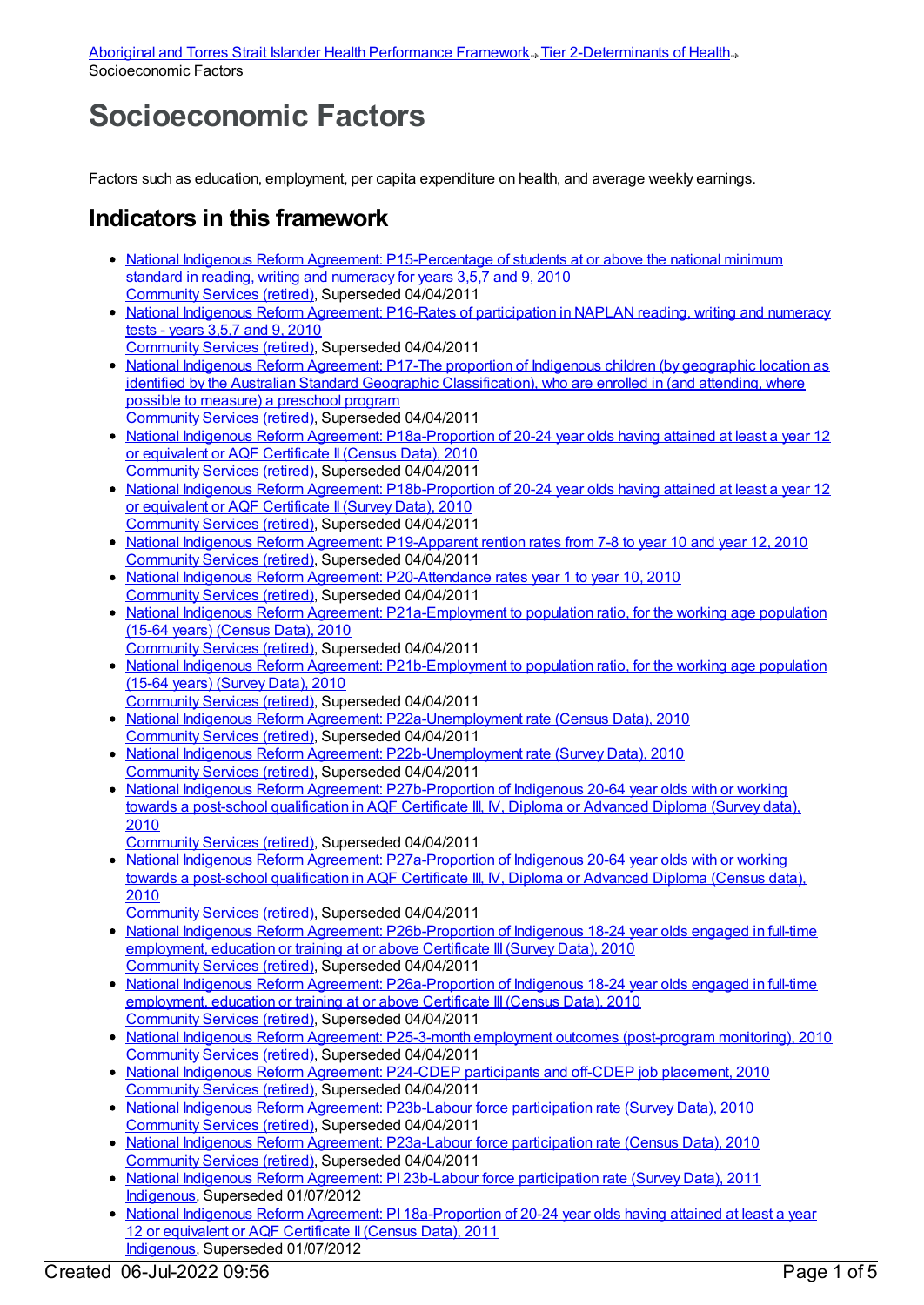[Aboriginal and Torres Strait Islander Health Performance Framework](#) → [Tier 2-Determinants of Health](#) → Socioeconomic Factors

# Socioeconomic Factors

Factors such as education, employment, per capita expenditure on health, and average weekly earnings.

## Indicators in this framework

- National Indigenous Reform Agreement: P15-Percentage of students at or above the national minimum standard in reading, writing and numeracy for years 3,5,7 and 9, 2010
  Community Services (retired), Superseded 04/04/2011
- National Indigenous Reform Agreement: P16-Rates of participation in NAPLAN reading, writing and numeracy tests - years 3,5,7 and 9, 2010
  Community Services (retired), Superseded 04/04/2011
- National Indigenous Reform Agreement: P17-The proportion of Indigenous children (by geographic location as identified by the Australian Standard Geographic Classification), who are enrolled in (and attending, where possible to measure) a preschool program
  Community Services (retired), Superseded 04/04/2011
- National Indigenous Reform Agreement: P18a-Proportion of 20-24 year olds having attained at least a year 12 or equivalent or AQF Certificate II (Census Data), 2010
  Community Services (retired), Superseded 04/04/2011
- National Indigenous Reform Agreement: P18b-Proportion of 20-24 year olds having attained at least a year 12 or equivalent or AQF Certificate II (Survey Data), 2010
  Community Services (retired), Superseded 04/04/2011
- National Indigenous Reform Agreement: P19-Apparent rention rates from 7-8 to year 10 and year 12, 2010
  Community Services (retired), Superseded 04/04/2011
- National Indigenous Reform Agreement: P20-Attendance rates year 1 to year 10, 2010
  Community Services (retired), Superseded 04/04/2011
- National Indigenous Reform Agreement: P21a-Employment to population ratio, for the working age population (15-64 years) (Census Data), 2010
  Community Services (retired), Superseded 04/04/2011
- National Indigenous Reform Agreement: P21b-Employment to population ratio, for the working age population (15-64 years) (Survey Data), 2010
  Community Services (retired), Superseded 04/04/2011
- National Indigenous Reform Agreement: P22a-Unemployment rate (Census Data), 2010
  Community Services (retired), Superseded 04/04/2011
- National Indigenous Reform Agreement: P22b-Unemployment rate (Survey Data), 2010
  Community Services (retired), Superseded 04/04/2011
- National Indigenous Reform Agreement: P27b-Proportion of Indigenous 20-64 year olds with or working towards a post-school qualification in AQF Certificate III, IV, Diploma or Advanced Diploma (Survey data), 2010
  Community Services (retired), Superseded 04/04/2011
- National Indigenous Reform Agreement: P27a-Proportion of Indigenous 20-64 year olds with or working towards a post-school qualification in AQF Certificate III, IV, Diploma or Advanced Diploma (Census data), 2010
  Community Services (retired), Superseded 04/04/2011
- National Indigenous Reform Agreement: P26b-Proportion of Indigenous 18-24 year olds engaged in full-time employment, education or training at or above Certificate III (Survey Data), 2010
  Community Services (retired), Superseded 04/04/2011
- National Indigenous Reform Agreement: P26a-Proportion of Indigenous 18-24 year olds engaged in full-time employment, education or training at or above Certificate III (Census Data), 2010
  Community Services (retired), Superseded 04/04/2011
- National Indigenous Reform Agreement: P25-3-month employment outcomes (post-program monitoring), 2010
  Community Services (retired), Superseded 04/04/2011
- National Indigenous Reform Agreement: P24-CDEP participants and off-CDEP job placement, 2010
  Community Services (retired), Superseded 04/04/2011
- National Indigenous Reform Agreement: P23b-Labour force participation rate (Survey Data), 2010
  Community Services (retired), Superseded 04/04/2011
- National Indigenous Reform Agreement: P23a-Labour force participation rate (Census Data), 2010
  Community Services (retired), Superseded 04/04/2011
- National Indigenous Reform Agreement: PI 23b-Labour force participation rate (Survey Data), 2011
  Indigenous, Superseded 01/07/2012
- National Indigenous Reform Agreement: PI 18a-Proportion of 20-24 year olds having attained at least a year 12 or equivalent or AQF Certificate II (Census Data), 2011
  Indigenous, Superseded 01/07/2012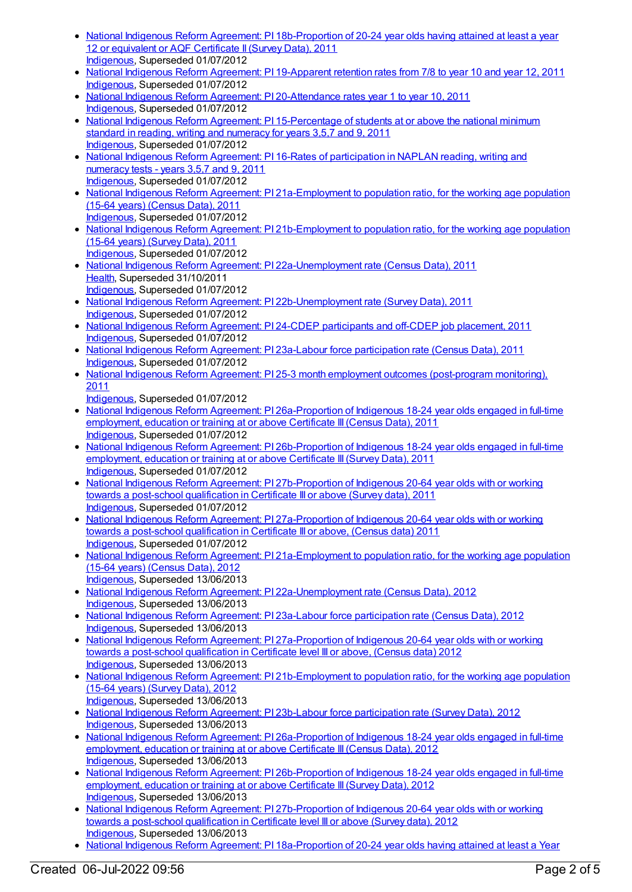- National Indigenous Reform Agreement: PI 18b-Proportion of 20-24 year olds having attained at least a year 12 or equivalent or AQF Certificate II (Survey Data), 2011
  Indigenous, Superseded 01/07/2012
- National Indigenous Reform Agreement: PI 19-Apparent retention rates from 7/8 to year 10 and year 12, 2011
  Indigenous, Superseded 01/07/2012
- National Indigenous Reform Agreement: PI 20-Attendance rates year 1 to year 10, 2011
  Indigenous, Superseded 01/07/2012
- National Indigenous Reform Agreement: PI 15-Percentage of students at or above the national minimum standard in reading, writing and numeracy for years 3,5,7 and 9, 2011
  Indigenous, Superseded 01/07/2012
- National Indigenous Reform Agreement: PI 16-Rates of participation in NAPLAN reading, writing and numeracy tests - years 3,5,7 and 9, 2011
  Indigenous, Superseded 01/07/2012
- National Indigenous Reform Agreement: PI 21a-Employment to population ratio, for the working age population (15-64 years) (Census Data), 2011
  Indigenous, Superseded 01/07/2012
- National Indigenous Reform Agreement: PI 21b-Employment to population ratio, for the working age population (15-64 years) (Survey Data), 2011
  Indigenous, Superseded 01/07/2012
- National Indigenous Reform Agreement: PI 22a-Unemployment rate (Census Data), 2011
  Health, Superseded 31/10/2011
  Indigenous, Superseded 01/07/2012
- National Indigenous Reform Agreement: PI 22b-Unemployment rate (Survey Data), 2011
  Indigenous, Superseded 01/07/2012
- National Indigenous Reform Agreement: PI 24-CDEP participants and off-CDEP job placement, 2011
  Indigenous, Superseded 01/07/2012
- National Indigenous Reform Agreement: PI 23a-Labour force participation rate (Census Data), 2011
  Indigenous, Superseded 01/07/2012
- National Indigenous Reform Agreement: PI 25-3 month employment outcomes (post-program monitoring), 2011
  Indigenous, Superseded 01/07/2012
- National Indigenous Reform Agreement: PI 26a-Proportion of Indigenous 18-24 year olds engaged in full-time employment, education or training at or above Certificate III (Census Data), 2011
  Indigenous, Superseded 01/07/2012
- National Indigenous Reform Agreement: PI 26b-Proportion of Indigenous 18-24 year olds engaged in full-time employment, education or training at or above Certificate III (Survey Data), 2011
  Indigenous, Superseded 01/07/2012
- National Indigenous Reform Agreement: PI 27b-Proportion of Indigenous 20-64 year olds with or working towards a post-school qualification in Certificate III or above (Survey data), 2011
  Indigenous, Superseded 01/07/2012
- National Indigenous Reform Agreement: PI 27a-Proportion of Indigenous 20-64 year olds with or working towards a post-school qualification in Certificate III or above, (Census data) 2011
  Indigenous, Superseded 01/07/2012
- National Indigenous Reform Agreement: PI 21a-Employment to population ratio, for the working age population (15-64 years) (Census Data), 2012
  Indigenous, Superseded 13/06/2013
- National Indigenous Reform Agreement: PI 22a-Unemployment rate (Census Data), 2012
  Indigenous, Superseded 13/06/2013
- National Indigenous Reform Agreement: PI 23a-Labour force participation rate (Census Data), 2012
  Indigenous, Superseded 13/06/2013
- National Indigenous Reform Agreement: PI 27a-Proportion of Indigenous 20-64 year olds with or working towards a post-school qualification in Certificate level III or above, (Census data) 2012
  Indigenous, Superseded 13/06/2013
- National Indigenous Reform Agreement: PI 21b-Employment to population ratio, for the working age population (15-64 years) (Survey Data), 2012
  Indigenous, Superseded 13/06/2013
- National Indigenous Reform Agreement: PI 23b-Labour force participation rate (Survey Data), 2012
  Indigenous, Superseded 13/06/2013
- National Indigenous Reform Agreement: PI 26a-Proportion of Indigenous 18-24 year olds engaged in full-time employment, education or training at or above Certificate III (Census Data), 2012
  Indigenous, Superseded 13/06/2013
- National Indigenous Reform Agreement: PI 26b-Proportion of Indigenous 18-24 year olds engaged in full-time employment, education or training at or above Certificate III (Survey Data), 2012
  Indigenous, Superseded 13/06/2013
- National Indigenous Reform Agreement: PI 27b-Proportion of Indigenous 20-64 year olds with or working towards a post-school qualification in Certificate level III or above (Survey data), 2012
  Indigenous, Superseded 13/06/2013
- National Indigenous Reform Agreement: PI 18a-Proportion of 20-24 year olds having attained at least a Year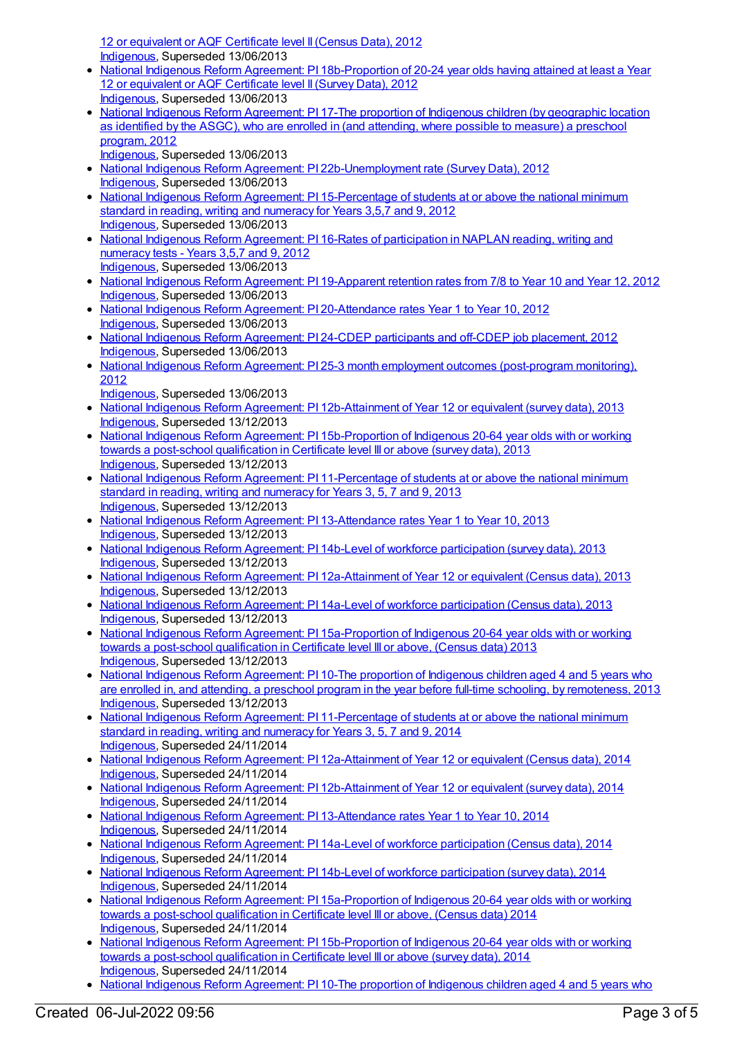12 or equivalent or AQF Certificate level II (Census Data), 2012
Indigenous, Superseded 13/06/2013

- National Indigenous Reform Agreement: PI 18b-Proportion of 20-24 year olds having attained at least a Year 12 or equivalent or AQF Certificate level II (Survey Data), 2012
Indigenous, Superseded 13/06/2013
- National Indigenous Reform Agreement: PI 17-The proportion of Indigenous children (by geographic location as identified by the ASGC), who are enrolled in (and attending, where possible to measure) a preschool program, 2012
Indigenous, Superseded 13/06/2013
- National Indigenous Reform Agreement: PI 22b-Unemployment rate (Survey Data), 2012
Indigenous, Superseded 13/06/2013
- National Indigenous Reform Agreement: PI 15-Percentage of students at or above the national minimum standard in reading, writing and numeracy for Years 3,5,7 and 9, 2012
Indigenous, Superseded 13/06/2013
- National Indigenous Reform Agreement: PI 16-Rates of participation in NAPLAN reading, writing and numeracy tests - Years 3,5,7 and 9, 2012
Indigenous, Superseded 13/06/2013
- National Indigenous Reform Agreement: PI 19-Apparent retention rates from 7/8 to Year 10 and Year 12, 2012
Indigenous, Superseded 13/06/2013
- National Indigenous Reform Agreement: PI 20-Attendance rates Year 1 to Year 10, 2012
Indigenous, Superseded 13/06/2013
- National Indigenous Reform Agreement: PI 24-CDEP participants and off-CDEP job placement, 2012
Indigenous, Superseded 13/06/2013
- National Indigenous Reform Agreement: PI 25-3 month employment outcomes (post-program monitoring), 2012
Indigenous, Superseded 13/06/2013
- National Indigenous Reform Agreement: PI 12b-Attainment of Year 12 or equivalent (survey data), 2013
Indigenous, Superseded 13/12/2013
- National Indigenous Reform Agreement: PI 15b-Proportion of Indigenous 20-64 year olds with or working towards a post-school qualification in Certificate level III or above (survey data), 2013
Indigenous, Superseded 13/12/2013
- National Indigenous Reform Agreement: PI 11-Percentage of students at or above the national minimum standard in reading, writing and numeracy for Years 3, 5, 7 and 9, 2013
Indigenous, Superseded 13/12/2013
- National Indigenous Reform Agreement: PI 13-Attendance rates Year 1 to Year 10, 2013
Indigenous, Superseded 13/12/2013
- National Indigenous Reform Agreement: PI 14b-Level of workforce participation (survey data), 2013
Indigenous, Superseded 13/12/2013
- National Indigenous Reform Agreement: PI 12a-Attainment of Year 12 or equivalent (Census data), 2013
Indigenous, Superseded 13/12/2013
- National Indigenous Reform Agreement: PI 14a-Level of workforce participation (Census data), 2013
Indigenous, Superseded 13/12/2013
- National Indigenous Reform Agreement: PI 15a-Proportion of Indigenous 20-64 year olds with or working towards a post-school qualification in Certificate level III or above, (Census data) 2013
Indigenous, Superseded 13/12/2013
- National Indigenous Reform Agreement: PI 10-The proportion of Indigenous children aged 4 and 5 years who are enrolled in, and attending, a preschool program in the year before full-time schooling, by remoteness, 2013
Indigenous, Superseded 13/12/2013
- National Indigenous Reform Agreement: PI 11-Percentage of students at or above the national minimum standard in reading, writing and numeracy for Years 3, 5, 7 and 9, 2014
Indigenous, Superseded 24/11/2014
- National Indigenous Reform Agreement: PI 12a-Attainment of Year 12 or equivalent (Census data), 2014
Indigenous, Superseded 24/11/2014
- National Indigenous Reform Agreement: PI 12b-Attainment of Year 12 or equivalent (survey data), 2014
Indigenous, Superseded 24/11/2014
- National Indigenous Reform Agreement: PI 13-Attendance rates Year 1 to Year 10, 2014
Indigenous, Superseded 24/11/2014
- National Indigenous Reform Agreement: PI 14a-Level of workforce participation (Census data), 2014
Indigenous, Superseded 24/11/2014
- National Indigenous Reform Agreement: PI 14b-Level of workforce participation (survey data), 2014
Indigenous, Superseded 24/11/2014
- National Indigenous Reform Agreement: PI 15a-Proportion of Indigenous 20-64 year olds with or working towards a post-school qualification in Certificate level III or above, (Census data) 2014
Indigenous, Superseded 24/11/2014
- National Indigenous Reform Agreement: PI 15b-Proportion of Indigenous 20-64 year olds with or working towards a post-school qualification in Certificate level III or above (survey data), 2014
Indigenous, Superseded 24/11/2014
- National Indigenous Reform Agreement: PI 10-The proportion of Indigenous children aged 4 and 5 years who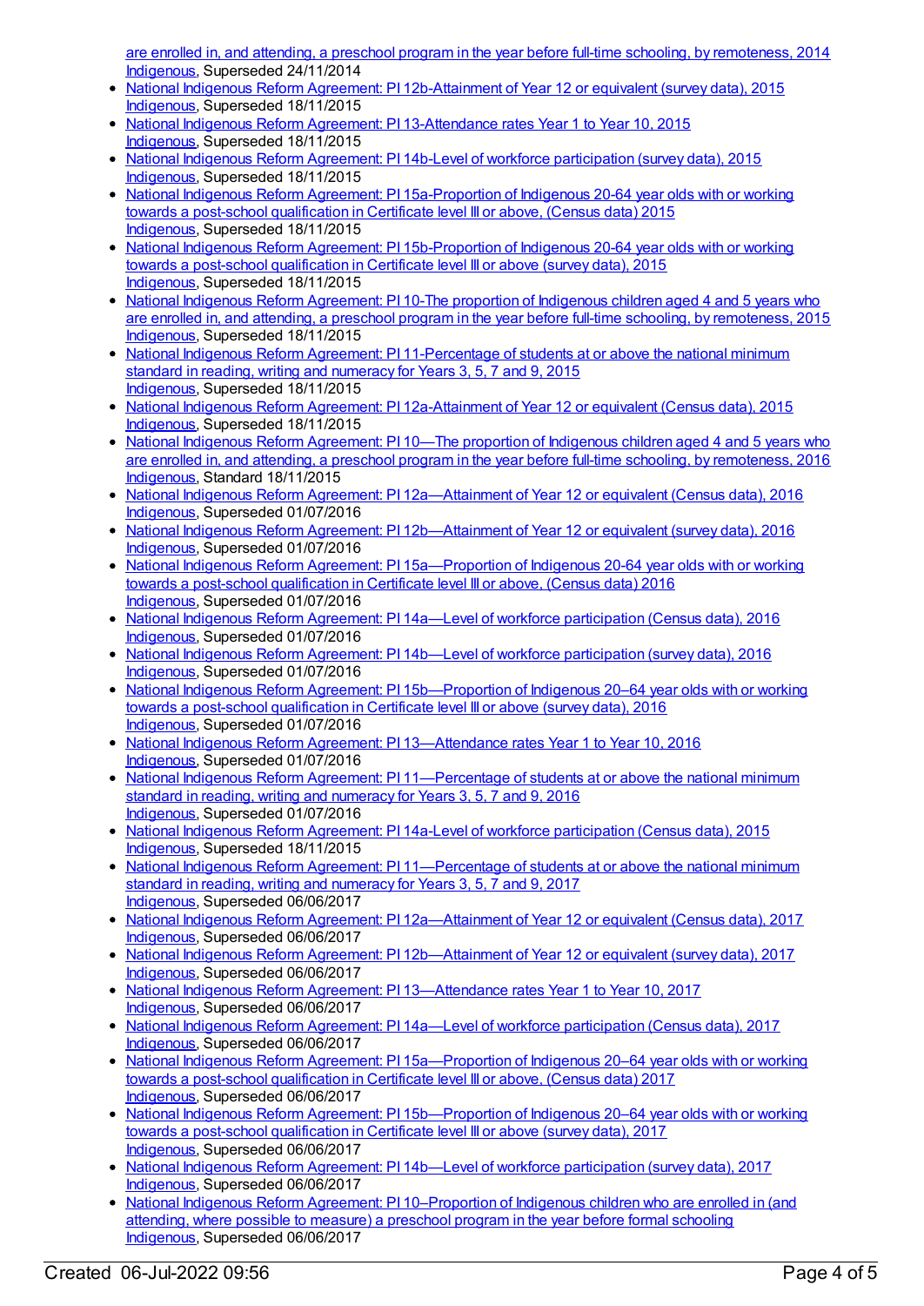are enrolled in, and attending, a preschool program in the year before full-time schooling, by remoteness, 2014
Indigenous, Superseded 24/11/2014

- National Indigenous Reform Agreement: PI 12b-Attainment of Year 12 or equivalent (survey data), 2015
Indigenous, Superseded 18/11/2015
- National Indigenous Reform Agreement: PI 13-Attendance rates Year 1 to Year 10, 2015
Indigenous, Superseded 18/11/2015
- National Indigenous Reform Agreement: PI 14b-Level of workforce participation (survey data), 2015
Indigenous, Superseded 18/11/2015
- National Indigenous Reform Agreement: PI 15a-Proportion of Indigenous 20-64 year olds with or working towards a post-school qualification in Certificate level III or above, (Census data) 2015
Indigenous, Superseded 18/11/2015
- National Indigenous Reform Agreement: PI 15b-Proportion of Indigenous 20-64 year olds with or working towards a post-school qualification in Certificate level III or above (survey data), 2015
Indigenous, Superseded 18/11/2015
- National Indigenous Reform Agreement: PI 10-The proportion of Indigenous children aged 4 and 5 years who are enrolled in, and attending, a preschool program in the year before full-time schooling, by remoteness, 2015
Indigenous, Superseded 18/11/2015
- National Indigenous Reform Agreement: PI 11-Percentage of students at or above the national minimum standard in reading, writing and numeracy for Years 3, 5, 7 and 9, 2015
Indigenous, Superseded 18/11/2015
- National Indigenous Reform Agreement: PI 12a-Attainment of Year 12 or equivalent (Census data), 2015
Indigenous, Superseded 18/11/2015
- National Indigenous Reform Agreement: PI 10—The proportion of Indigenous children aged 4 and 5 years who are enrolled in, and attending, a preschool program in the year before full-time schooling, by remoteness, 2016
Indigenous, Standard 18/11/2015
- National Indigenous Reform Agreement: PI 12a—Attainment of Year 12 or equivalent (Census data), 2016
Indigenous, Superseded 01/07/2016
- National Indigenous Reform Agreement: PI 12b—Attainment of Year 12 or equivalent (survey data), 2016
Indigenous, Superseded 01/07/2016
- National Indigenous Reform Agreement: PI 15a—Proportion of Indigenous 20-64 year olds with or working towards a post-school qualification in Certificate level III or above, (Census data) 2016
Indigenous, Superseded 01/07/2016
- National Indigenous Reform Agreement: PI 14a—Level of workforce participation (Census data), 2016
Indigenous, Superseded 01/07/2016
- National Indigenous Reform Agreement: PI 14b—Level of workforce participation (survey data), 2016
Indigenous, Superseded 01/07/2016
- National Indigenous Reform Agreement: PI 15b—Proportion of Indigenous 20–64 year olds with or working towards a post-school qualification in Certificate level III or above (survey data), 2016
Indigenous, Superseded 01/07/2016
- National Indigenous Reform Agreement: PI 13—Attendance rates Year 1 to Year 10, 2016
Indigenous, Superseded 01/07/2016
- National Indigenous Reform Agreement: PI 11—Percentage of students at or above the national minimum standard in reading, writing and numeracy for Years 3, 5, 7 and 9, 2016
Indigenous, Superseded 01/07/2016
- National Indigenous Reform Agreement: PI 14a-Level of workforce participation (Census data), 2015
Indigenous, Superseded 18/11/2015
- National Indigenous Reform Agreement: PI 11—Percentage of students at or above the national minimum standard in reading, writing and numeracy for Years 3, 5, 7 and 9, 2017
Indigenous, Superseded 06/06/2017
- National Indigenous Reform Agreement: PI 12a—Attainment of Year 12 or equivalent (Census data), 2017
Indigenous, Superseded 06/06/2017
- National Indigenous Reform Agreement: PI 12b—Attainment of Year 12 or equivalent (survey data), 2017
Indigenous, Superseded 06/06/2017
- National Indigenous Reform Agreement: PI 13—Attendance rates Year 1 to Year 10, 2017
Indigenous, Superseded 06/06/2017
- National Indigenous Reform Agreement: PI 14a—Level of workforce participation (Census data), 2017
Indigenous, Superseded 06/06/2017
- National Indigenous Reform Agreement: PI 15a—Proportion of Indigenous 20–64 year olds with or working towards a post-school qualification in Certificate level III or above, (Census data) 2017
Indigenous, Superseded 06/06/2017
- National Indigenous Reform Agreement: PI 15b—Proportion of Indigenous 20–64 year olds with or working towards a post-school qualification in Certificate level III or above (survey data), 2017
Indigenous, Superseded 06/06/2017
- National Indigenous Reform Agreement: PI 14b—Level of workforce participation (survey data), 2017
Indigenous, Superseded 06/06/2017
- National Indigenous Reform Agreement: PI 10–Proportion of Indigenous children who are enrolled in (and attending, where possible to measure) a preschool program in the year before formal schooling
Indigenous, Superseded 06/06/2017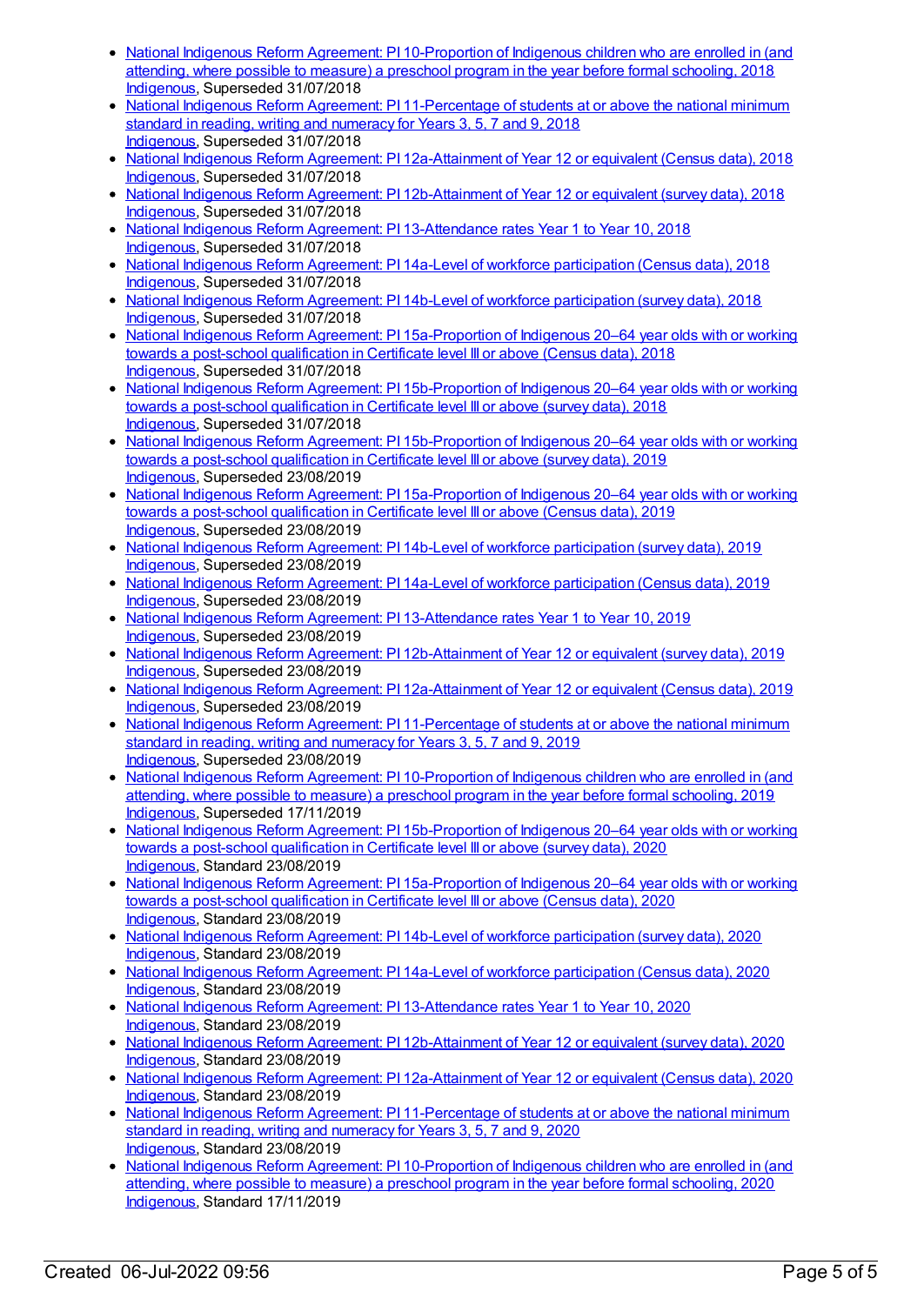- National Indigenous Reform Agreement: PI 10-Proportion of Indigenous children who are enrolled in (and attending, where possible to measure) a preschool program in the year before formal schooling, 2018
  Indigenous, Superseded 31/07/2018
- National Indigenous Reform Agreement: PI 11-Percentage of students at or above the national minimum standard in reading, writing and numeracy for Years 3, 5, 7 and 9, 2018
  Indigenous, Superseded 31/07/2018
- National Indigenous Reform Agreement: PI 12a-Attainment of Year 12 or equivalent (Census data), 2018
  Indigenous, Superseded 31/07/2018
- National Indigenous Reform Agreement: PI 12b-Attainment of Year 12 or equivalent (survey data), 2018
  Indigenous, Superseded 31/07/2018
- National Indigenous Reform Agreement: PI 13-Attendance rates Year 1 to Year 10, 2018
  Indigenous, Superseded 31/07/2018
- National Indigenous Reform Agreement: PI 14a-Level of workforce participation (Census data), 2018
  Indigenous, Superseded 31/07/2018
- National Indigenous Reform Agreement: PI 14b-Level of workforce participation (survey data), 2018
  Indigenous, Superseded 31/07/2018
- National Indigenous Reform Agreement: PI 15a-Proportion of Indigenous 20–64 year olds with or working towards a post-school qualification in Certificate level III or above (Census data), 2018
  Indigenous, Superseded 31/07/2018
- National Indigenous Reform Agreement: PI 15b-Proportion of Indigenous 20–64 year olds with or working towards a post-school qualification in Certificate level III or above (survey data), 2018
  Indigenous, Superseded 31/07/2018
- National Indigenous Reform Agreement: PI 15b-Proportion of Indigenous 20–64 year olds with or working towards a post-school qualification in Certificate level III or above (survey data), 2019
  Indigenous, Superseded 23/08/2019
- National Indigenous Reform Agreement: PI 15a-Proportion of Indigenous 20–64 year olds with or working towards a post-school qualification in Certificate level III or above (Census data), 2019
  Indigenous, Superseded 23/08/2019
- National Indigenous Reform Agreement: PI 14b-Level of workforce participation (survey data), 2019
  Indigenous, Superseded 23/08/2019
- National Indigenous Reform Agreement: PI 14a-Level of workforce participation (Census data), 2019
  Indigenous, Superseded 23/08/2019
- National Indigenous Reform Agreement: PI 13-Attendance rates Year 1 to Year 10, 2019
  Indigenous, Superseded 23/08/2019
- National Indigenous Reform Agreement: PI 12b-Attainment of Year 12 or equivalent (survey data), 2019
  Indigenous, Superseded 23/08/2019
- National Indigenous Reform Agreement: PI 12a-Attainment of Year 12 or equivalent (Census data), 2019
  Indigenous, Superseded 23/08/2019
- National Indigenous Reform Agreement: PI 11-Percentage of students at or above the national minimum standard in reading, writing and numeracy for Years 3, 5, 7 and 9, 2019
  Indigenous, Superseded 23/08/2019
- National Indigenous Reform Agreement: PI 10-Proportion of Indigenous children who are enrolled in (and attending, where possible to measure) a preschool program in the year before formal schooling, 2019
  Indigenous, Superseded 17/11/2019
- National Indigenous Reform Agreement: PI 15b-Proportion of Indigenous 20–64 year olds with or working towards a post-school qualification in Certificate level III or above (survey data), 2020
  Indigenous, Standard 23/08/2019
- National Indigenous Reform Agreement: PI 15a-Proportion of Indigenous 20–64 year olds with or working towards a post-school qualification in Certificate level III or above (Census data), 2020
  Indigenous, Standard 23/08/2019
- National Indigenous Reform Agreement: PI 14b-Level of workforce participation (survey data), 2020
  Indigenous, Standard 23/08/2019
- National Indigenous Reform Agreement: PI 14a-Level of workforce participation (Census data), 2020
  Indigenous, Standard 23/08/2019
- National Indigenous Reform Agreement: PI 13-Attendance rates Year 1 to Year 10, 2020
  Indigenous, Standard 23/08/2019
- National Indigenous Reform Agreement: PI 12b-Attainment of Year 12 or equivalent (survey data), 2020
  Indigenous, Standard 23/08/2019
- National Indigenous Reform Agreement: PI 12a-Attainment of Year 12 or equivalent (Census data), 2020
  Indigenous, Standard 23/08/2019
- National Indigenous Reform Agreement: PI 11-Percentage of students at or above the national minimum standard in reading, writing and numeracy for Years 3, 5, 7 and 9, 2020
  Indigenous, Standard 23/08/2019
- National Indigenous Reform Agreement: PI 10-Proportion of Indigenous children who are enrolled in (and attending, where possible to measure) a preschool program in the year before formal schooling, 2020
  Indigenous, Standard 17/11/2019